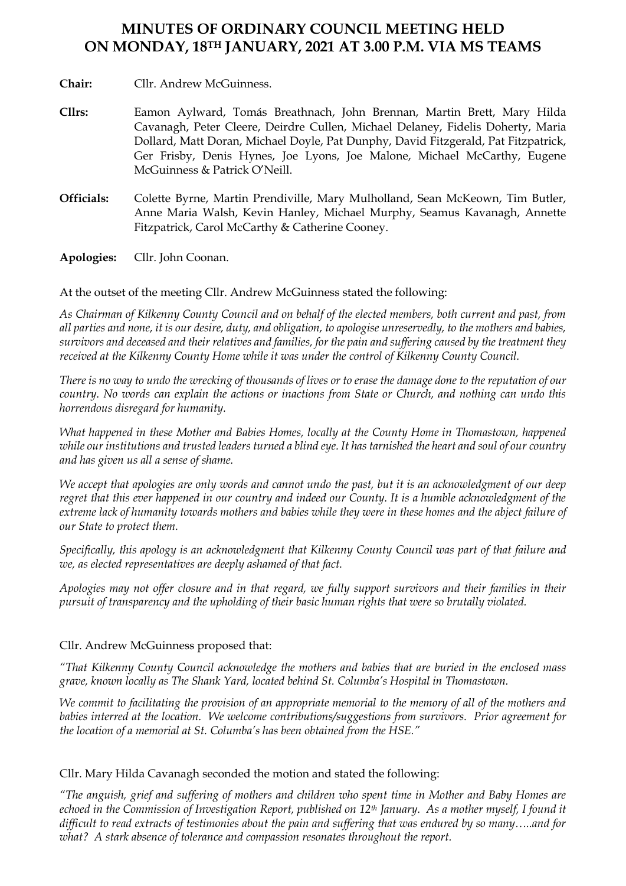# MINUTES OF ORDINARY COUNCIL MEETING HELD ON MONDAY, 18TH JANUARY, 2021 AT 3.00 P.M. VIA MS TEAMS

**Chair:** Cllr. Andrew McGuinness.

**Cllrs:** Eamon Aylward, Tomás Breathnach, John Brennan, Martin Brett, Mary Hilda Cavanagh, Peter Cleere, Deirdre Cullen, Michael Delaney, Fidelis Doherty, Maria Dollard, Matt Doran, Michael Doyle, Pat Dunphy, David Fitzgerald, Pat Fitzpatrick, Ger Frisby, Denis Hynes, Joe Lyons, Joe Malone, Michael McCarthy, Eugene McGuinness & Patrick O'Neill.

**Officials:** Colette Byrne, Martin Prendiville, Mary Mulholland, Sean McKeown, Tim Butler, Anne Maria Walsh, Kevin Hanley, Michael Murphy, Seamus Kavanagh, Annette Fitzpatrick, Carol McCarthy & Catherine Cooney.

**Apologies:** Cllr. John Coonan.

At the outset of the meeting Cllr. Andrew McGuinness stated the following:

*As Chairman of Kilkenny County Council and on behalf of the elected members, both current and past, from all parties and none, it is our desire, duty, and obligation, to apologise unreservedly, to the mothers and babies, survivors and deceased and their relatives and families, for the pain and suffering caused by the treatment they received at the Kilkenny County Home while it was under the control of Kilkenny County Council.*

*There is no way to undo the wrecking of thousands of lives or to erase the damage done to the reputation of our country. No words can explain the actions or inactions from State or Church, and nothing can undo this horrendous disregard for humanity.*

*What happened in these Mother and Babies Homes, locally at the County Home in Thomastown, happened while our institutions and trusted leaders turned a blind eye. It has tarnished the heart and soul of our country and has given us all a sense of shame.*

*We accept that apologies are only words and cannot undo the past, but it is an acknowledgment of our deep regret that this ever happened in our country and indeed our County. It is a humble acknowledgment of the extreme lack of humanity towards mothers and babies while they were in these homes and the abject failure of our State to protect them.*

*Specifically, this apology is an acknowledgment that Kilkenny County Council was part of that failure and we, as elected representatives are deeply ashamed of that fact.*

*Apologies may not offer closure and in that regard, we fully support survivors and their families in their pursuit of transparency and the upholding of their basic human rights that were so brutally violated.*

Cllr. Andrew McGuinness proposed that:

*"That Kilkenny County Council acknowledge the mothers and babies that are buried in the enclosed mass grave, known locally as The Shank Yard, located behind St. Columba's Hospital in Thomastown.*

*We commit to facilitating the provision of an appropriate memorial to the memory of all of the mothers and babies interred at the location. We welcome contributions/suggestions from survivors. Prior agreement for the location of a memorial at St. Columba's has been obtained from the HSE."*

Cllr. Mary Hilda Cavanagh seconded the motion and stated the following:

*"The anguish, grief and suffering of mothers and children who spent time in Mother and Baby Homes are echoed in the Commission of Investigation Report, published on 12th January. As a mother myself, I found it difficult to read extracts of testimonies about the pain and suffering that was endured by so many…..and for what? A stark absence of tolerance and compassion resonates throughout the report.*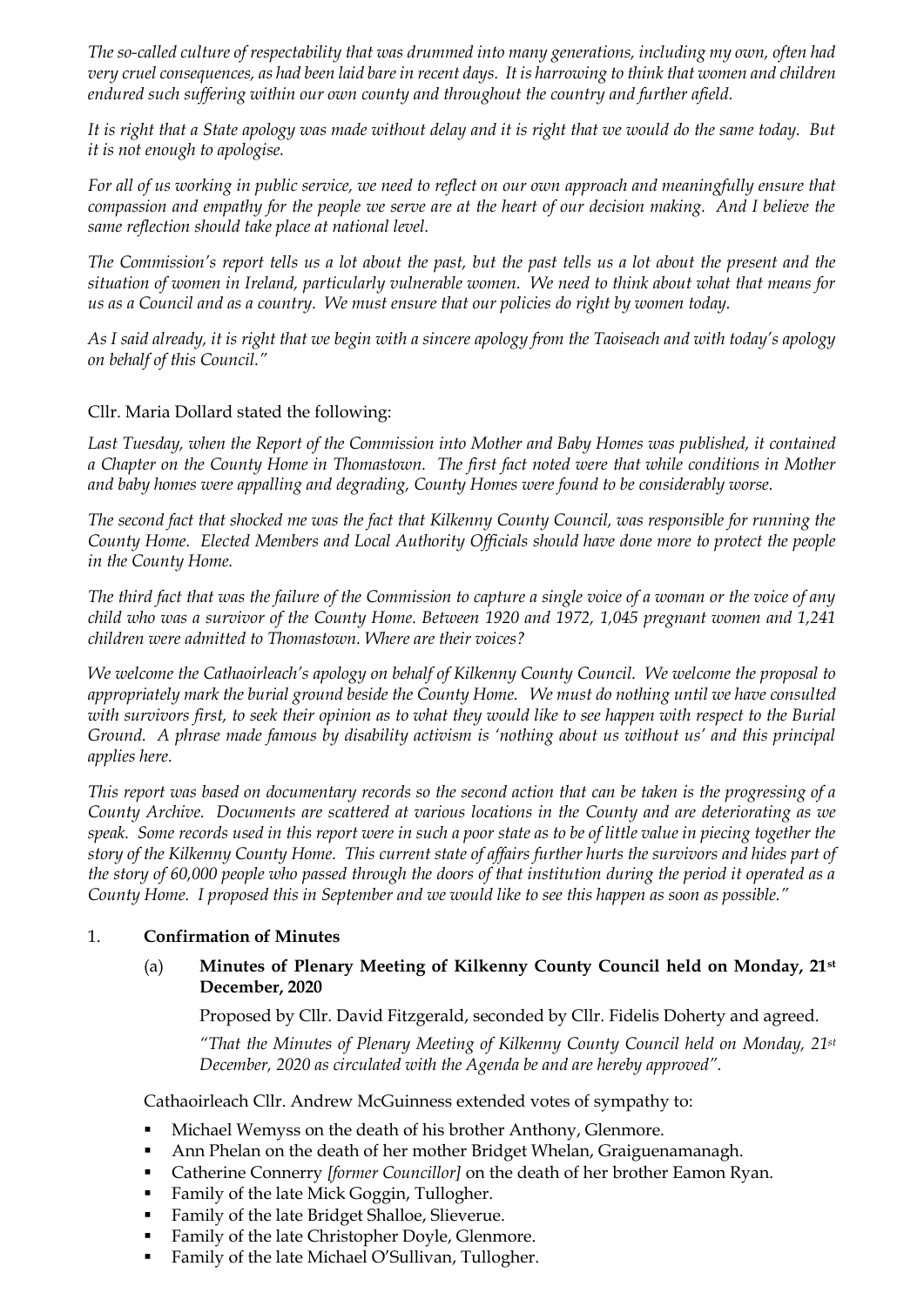*The so-called culture of respectability that was drummed into many generations, including my own, often had very cruel consequences, as had been laid bare in recent days. It is harrowing to think that women and children endured such suffering within our own county and throughout the country and further afield.*

*It is right that a State apology was made without delay and it is right that we would do the same today. But it is not enough to apologise.*

*For all of us working in public service, we need to reflect on our own approach and meaningfully ensure that compassion and empathy for the people we serve are at the heart of our decision making. And I believe the same reflection should take place at national level.*

*The Commission's report tells us a lot about the past, but the past tells us a lot about the present and the situation of women in Ireland, particularly vulnerable women. We need to think about what that means for us as a Council and as a country. We must ensure that our policies do right by women today.*

*As I said already, it is right that we begin with a sincere apology from the Taoiseach and with today's apology on behalf of this Council."*

Cllr. Maria Dollard stated the following:

*Last Tuesday, when the Report of the Commission into Mother and Baby Homes was published, it contained a Chapter on the County Home in Thomastown. The first fact noted were that while conditions in Mother and baby homes were appalling and degrading, County Homes were found to be considerably worse.*

*The second fact that shocked me was the fact that Kilkenny County Council, was responsible for running the County Home. Elected Members and Local Authority Officials should have done more to protect the people in the County Home.*

*The third fact that was the failure of the Commission to capture a single voice of a woman or the voice of any child who was a survivor of the County Home. Between 1920 and 1972, 1,045 pregnant women and 1,241 children were admitted to Thomastown. Where are their voices?*

*We welcome the Cathaoirleach's apology on behalf of Kilkenny County Council. We welcome the proposal to appropriately mark the burial ground beside the County Home. We must do nothing until we have consulted with survivors first, to seek their opinion as to what they would like to see happen with respect to the Burial Ground. A phrase made famous by disability activism is 'nothing about us without us' and this principal applies here.*

*This report was based on documentary records so the second action that can be taken is the progressing of a County Archive. Documents are scattered at various locations in the County and are deteriorating as we speak. Some records used in this report were in such a poor state as to be of little value in piecing together the story of the Kilkenny County Home. This current state of affairs further hurts the survivors and hides part of the story of 60,000 people who passed through the doors of that institution during the period it operated as a County Home. I proposed this in September and we would like to see this happen as soon as possible."*

1. **Confirmation of Minutes**

   (a) **Minutes of Plenary Meeting of Kilkenny County Council held on Monday, 21st December, 2020**

   Proposed by Cllr. David Fitzgerald, seconded by Cllr. Fidelis Doherty and agreed.

   *"That the Minutes of Plenary Meeting of Kilkenny County Council held on Monday, 21st December, 2020 as circulated with the Agenda be and are hereby approved".*

Cathaoirleach Cllr. Andrew McGuinness extended votes of sympathy to:

- Michael Wemyss on the death of his brother Anthony, Glenmore.
- Ann Phelan on the death of her mother Bridget Whelan, Graiguenamanagh.
- Catherine Connerry *[former Councillor]* on the death of her brother Eamon Ryan.
- Family of the late Mick Goggin, Tullogher.
- Family of the late Bridget Shalloe, Slieverue.
- Family of the late Christopher Doyle, Glenmore.
- Family of the late Michael O'Sullivan, Tullogher.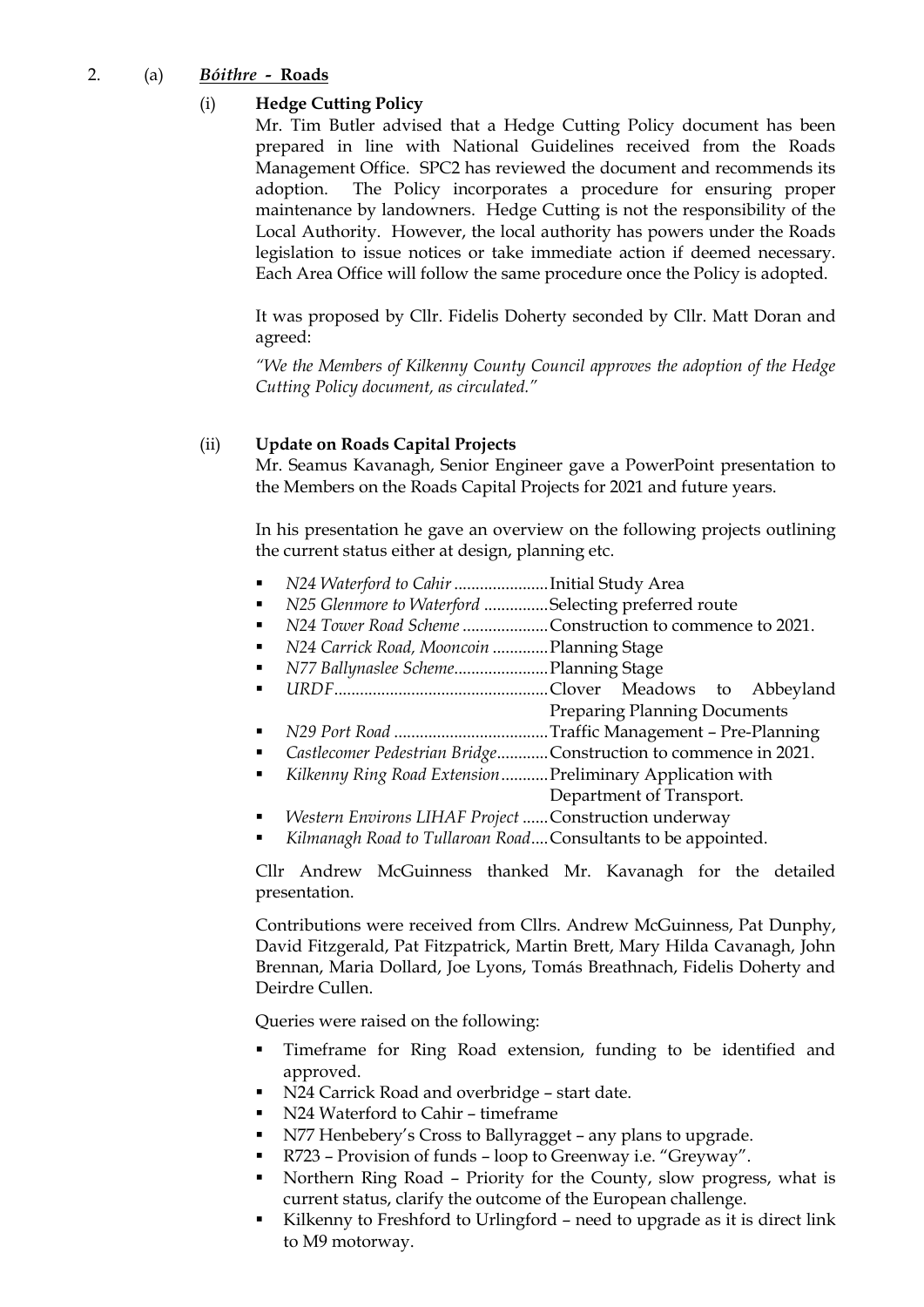2. (a) ***Bóithre* - Roads**

(i) **Hedge Cutting Policy**

Mr. Tim Butler advised that a Hedge Cutting Policy document has been prepared in line with National Guidelines received from the Roads Management Office. SPC2 has reviewed the document and recommends its adoption. The Policy incorporates a procedure for ensuring proper maintenance by landowners. Hedge Cutting is not the responsibility of the Local Authority. However, the local authority has powers under the Roads legislation to issue notices or take immediate action if deemed necessary. Each Area Office will follow the same procedure once the Policy is adopted.

It was proposed by Cllr. Fidelis Doherty seconded by Cllr. Matt Doran and agreed:

*"We the Members of Kilkenny County Council approves the adoption of the Hedge Cutting Policy document, as circulated."*

(ii) **Update on Roads Capital Projects**

Mr. Seamus Kavanagh, Senior Engineer gave a PowerPoint presentation to the Members on the Roads Capital Projects for 2021 and future years.

In his presentation he gave an overview on the following projects outlining the current status either at design, planning etc.

- *N24 Waterford to Cahir* ...................... Initial Study Area
- *N25 Glenmore to Waterford* ............... Selecting preferred route
- *N24 Tower Road Scheme* .................... Construction to commence to 2021.
- *N24 Carrick Road, Mooncoin* ............. Planning Stage
- *N77 Ballynaslee Scheme*...................... Planning Stage
- *URDF*.................................................. Clover Meadows to Abbeyland Preparing Planning Documents
- *N29 Port Road* .................................... Traffic Management – Pre-Planning
- *Castlecomer Pedestrian Bridge*............ Construction to commence in 2021.
- *Kilkenny Ring Road Extension*........... Preliminary Application with Department of Transport.
- *Western Environs LIHAF Project* ...... Construction underway
- *Kilmanagh Road to Tullaroan Road*.... Consultants to be appointed.

Cllr Andrew McGuinness thanked Mr. Kavanagh for the detailed presentation.

Contributions were received from Cllrs. Andrew McGuinness, Pat Dunphy, David Fitzgerald, Pat Fitzpatrick, Martin Brett, Mary Hilda Cavanagh, John Brennan, Maria Dollard, Joe Lyons, Tomás Breathnach, Fidelis Doherty and Deirdre Cullen.

Queries were raised on the following:

- Timeframe for Ring Road extension, funding to be identified and approved.
- N24 Carrick Road and overbridge – start date.
- N24 Waterford to Cahir – timeframe
- N77 Henbebery's Cross to Ballyragget – any plans to upgrade.
- R723 – Provision of funds – loop to Greenway i.e. "Greyway".
- Northern Ring Road – Priority for the County, slow progress, what is current status, clarify the outcome of the European challenge.
- Kilkenny to Freshford to Urlingford – need to upgrade as it is direct link to M9 motorway.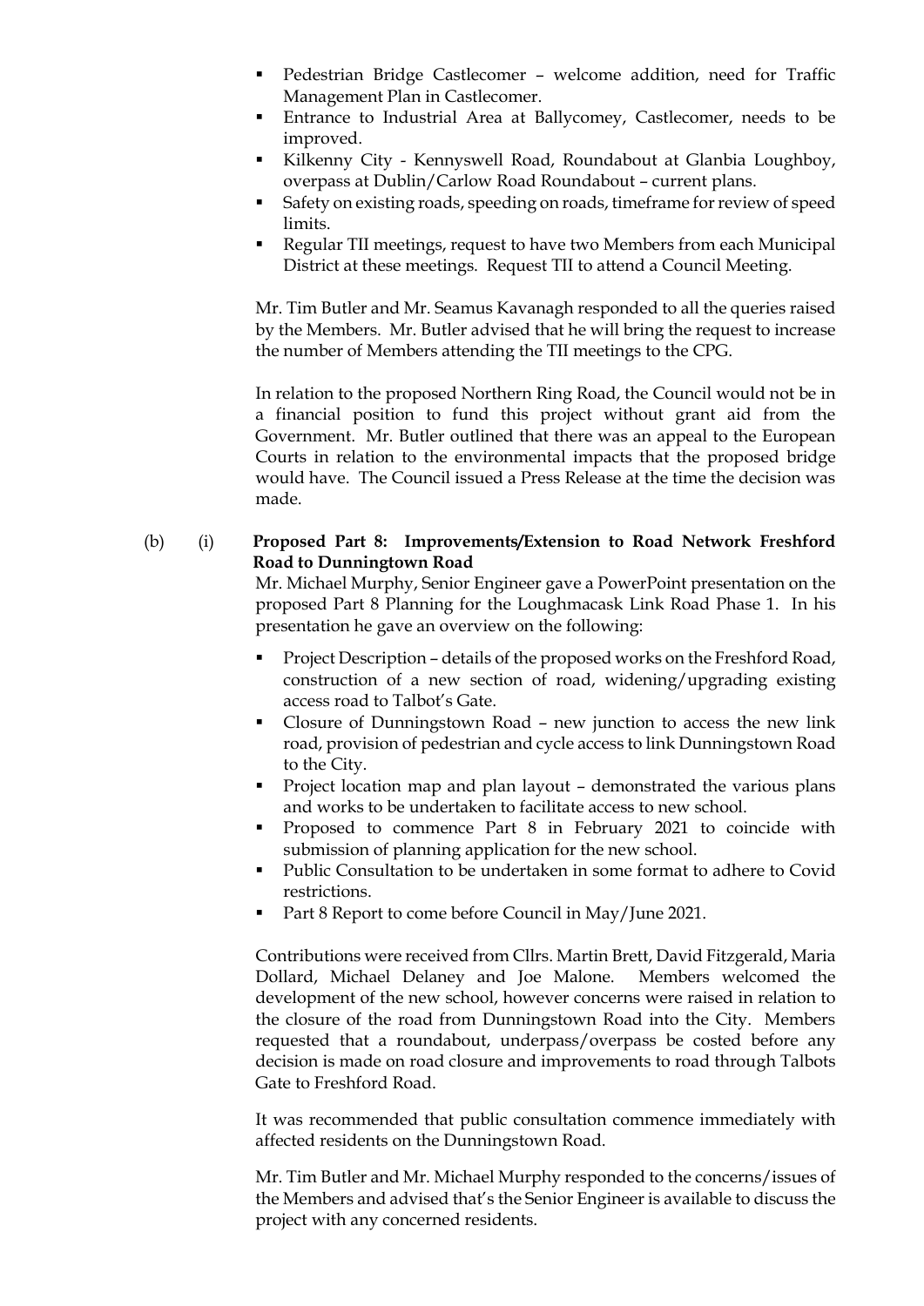- Pedestrian Bridge Castlecomer – welcome addition, need for Traffic Management Plan in Castlecomer.
- Entrance to Industrial Area at Ballycomey, Castlecomer, needs to be improved.
- Kilkenny City - Kennyswell Road, Roundabout at Glanbia Loughboy, overpass at Dublin/Carlow Road Roundabout – current plans.
- Safety on existing roads, speeding on roads, timeframe for review of speed limits.
- Regular TII meetings, request to have two Members from each Municipal District at these meetings. Request TII to attend a Council Meeting.

Mr. Tim Butler and Mr. Seamus Kavanagh responded to all the queries raised by the Members. Mr. Butler advised that he will bring the request to increase the number of Members attending the TII meetings to the CPG.

In relation to the proposed Northern Ring Road, the Council would not be in a financial position to fund this project without grant aid from the Government. Mr. Butler outlined that there was an appeal to the European Courts in relation to the environmental impacts that the proposed bridge would have. The Council issued a Press Release at the time the decision was made.

(b) (i) **Proposed Part 8: Improvements/Extension to Road Network Freshford Road to Dunningtown Road**

Mr. Michael Murphy, Senior Engineer gave a PowerPoint presentation on the proposed Part 8 Planning for the Loughmacask Link Road Phase 1. In his presentation he gave an overview on the following:

- Project Description – details of the proposed works on the Freshford Road, construction of a new section of road, widening/upgrading existing access road to Talbot's Gate.
- Closure of Dunningstown Road – new junction to access the new link road, provision of pedestrian and cycle access to link Dunningstown Road to the City.
- Project location map and plan layout – demonstrated the various plans and works to be undertaken to facilitate access to new school.
- Proposed to commence Part 8 in February 2021 to coincide with submission of planning application for the new school.
- Public Consultation to be undertaken in some format to adhere to Covid restrictions.
- Part 8 Report to come before Council in May/June 2021.

Contributions were received from Cllrs. Martin Brett, David Fitzgerald, Maria Dollard, Michael Delaney and Joe Malone. Members welcomed the development of the new school, however concerns were raised in relation to the closure of the road from Dunningstown Road into the City. Members requested that a roundabout, underpass/overpass be costed before any decision is made on road closure and improvements to road through Talbots Gate to Freshford Road.

It was recommended that public consultation commence immediately with affected residents on the Dunningstown Road.

Mr. Tim Butler and Mr. Michael Murphy responded to the concerns/issues of the Members and advised that's the Senior Engineer is available to discuss the project with any concerned residents.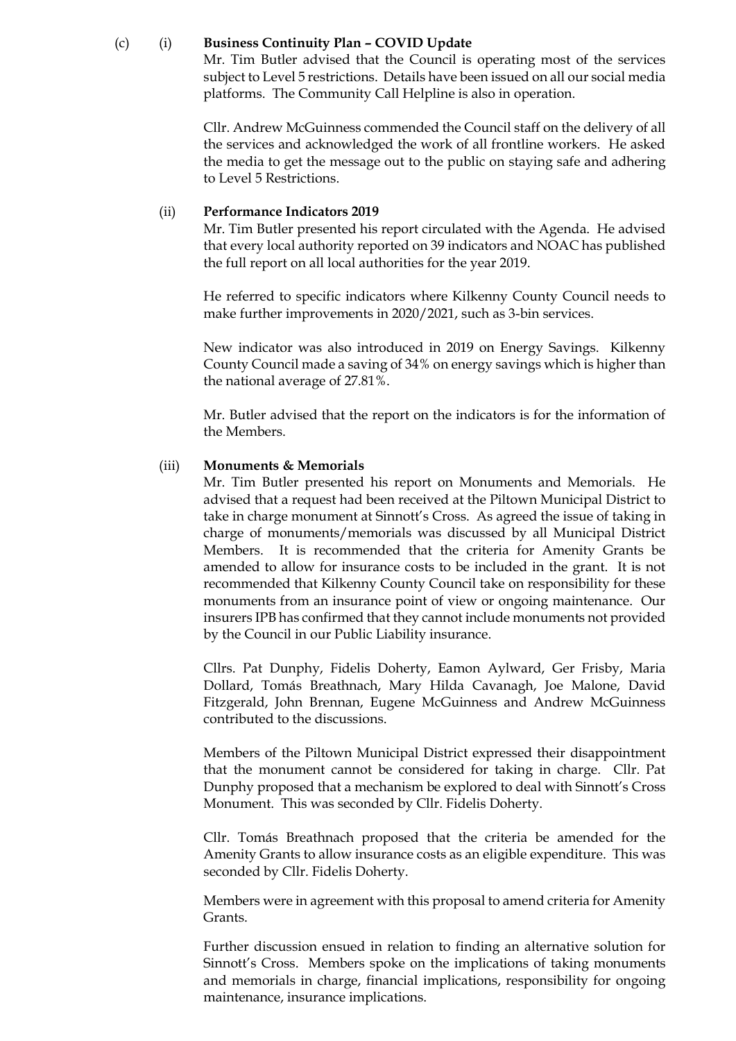(c) (i) **Business Continuity Plan – COVID Update**

Mr. Tim Butler advised that the Council is operating most of the services subject to Level 5 restrictions. Details have been issued on all our social media platforms. The Community Call Helpline is also in operation.

Cllr. Andrew McGuinness commended the Council staff on the delivery of all the services and acknowledged the work of all frontline workers. He asked the media to get the message out to the public on staying safe and adhering to Level 5 Restrictions.

(ii) **Performance Indicators 2019**

Mr. Tim Butler presented his report circulated with the Agenda. He advised that every local authority reported on 39 indicators and NOAC has published the full report on all local authorities for the year 2019.

He referred to specific indicators where Kilkenny County Council needs to make further improvements in 2020/2021, such as 3-bin services.

New indicator was also introduced in 2019 on Energy Savings. Kilkenny County Council made a saving of 34% on energy savings which is higher than the national average of 27.81%.

Mr. Butler advised that the report on the indicators is for the information of the Members.

(iii) **Monuments & Memorials**

Mr. Tim Butler presented his report on Monuments and Memorials. He advised that a request had been received at the Piltown Municipal District to take in charge monument at Sinnott's Cross. As agreed the issue of taking in charge of monuments/memorials was discussed by all Municipal District Members. It is recommended that the criteria for Amenity Grants be amended to allow for insurance costs to be included in the grant. It is not recommended that Kilkenny County Council take on responsibility for these monuments from an insurance point of view or ongoing maintenance. Our insurers IPB has confirmed that they cannot include monuments not provided by the Council in our Public Liability insurance.

Cllrs. Pat Dunphy, Fidelis Doherty, Eamon Aylward, Ger Frisby, Maria Dollard, Tomás Breathnach, Mary Hilda Cavanagh, Joe Malone, David Fitzgerald, John Brennan, Eugene McGuinness and Andrew McGuinness contributed to the discussions.

Members of the Piltown Municipal District expressed their disappointment that the monument cannot be considered for taking in charge. Cllr. Pat Dunphy proposed that a mechanism be explored to deal with Sinnott's Cross Monument. This was seconded by Cllr. Fidelis Doherty.

Cllr. Tomás Breathnach proposed that the criteria be amended for the Amenity Grants to allow insurance costs as an eligible expenditure. This was seconded by Cllr. Fidelis Doherty.

Members were in agreement with this proposal to amend criteria for Amenity Grants.

Further discussion ensued in relation to finding an alternative solution for Sinnott's Cross. Members spoke on the implications of taking monuments and memorials in charge, financial implications, responsibility for ongoing maintenance, insurance implications.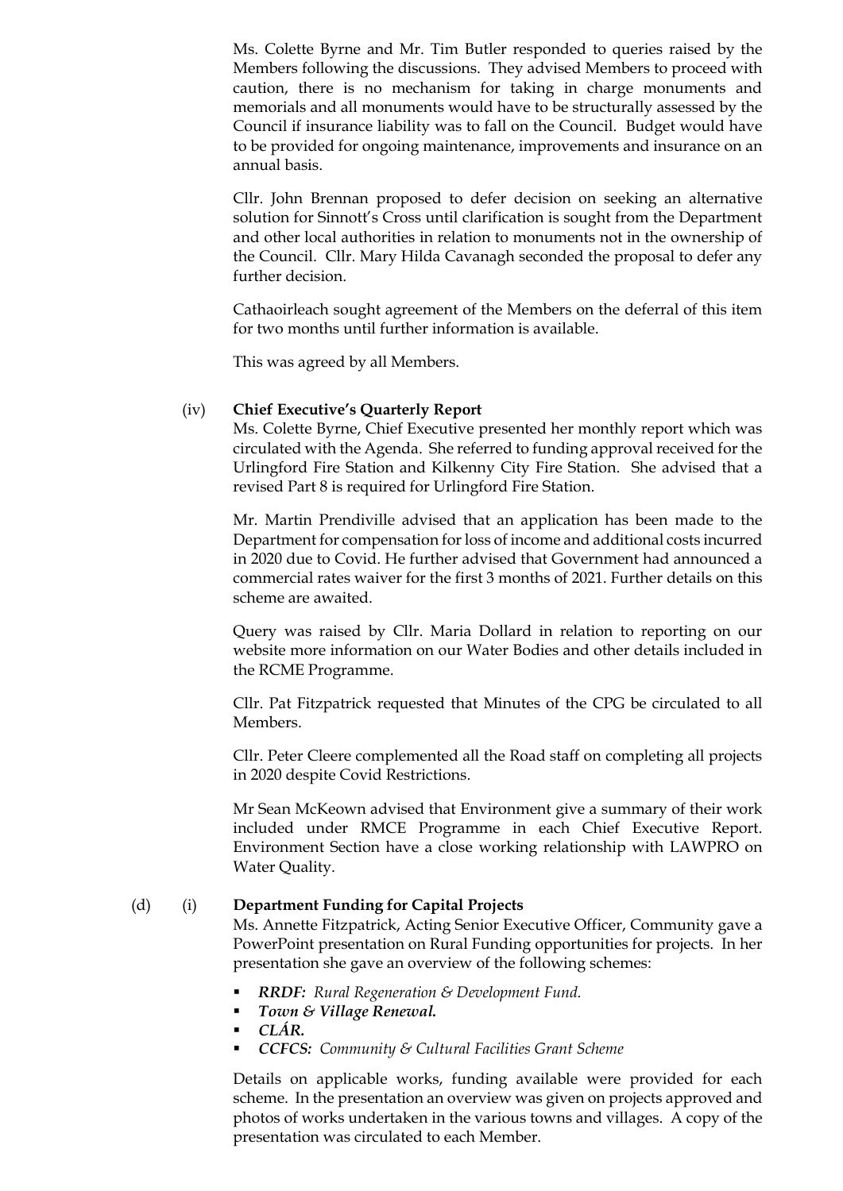Ms. Colette Byrne and Mr. Tim Butler responded to queries raised by the Members following the discussions. They advised Members to proceed with caution, there is no mechanism for taking in charge monuments and memorials and all monuments would have to be structurally assessed by the Council if insurance liability was to fall on the Council. Budget would have to be provided for ongoing maintenance, improvements and insurance on an annual basis.

Cllr. John Brennan proposed to defer decision on seeking an alternative solution for Sinnott's Cross until clarification is sought from the Department and other local authorities in relation to monuments not in the ownership of the Council. Cllr. Mary Hilda Cavanagh seconded the proposal to defer any further decision.

Cathaoirleach sought agreement of the Members on the deferral of this item for two months until further information is available.

This was agreed by all Members.

(iv) **Chief Executive's Quarterly Report**

Ms. Colette Byrne, Chief Executive presented her monthly report which was circulated with the Agenda. She referred to funding approval received for the Urlingford Fire Station and Kilkenny City Fire Station. She advised that a revised Part 8 is required for Urlingford Fire Station.

Mr. Martin Prendiville advised that an application has been made to the Department for compensation for loss of income and additional costs incurred in 2020 due to Covid. He further advised that Government had announced a commercial rates waiver for the first 3 months of 2021. Further details on this scheme are awaited.

Query was raised by Cllr. Maria Dollard in relation to reporting on our website more information on our Water Bodies and other details included in the RCME Programme.

Cllr. Pat Fitzpatrick requested that Minutes of the CPG be circulated to all Members.

Cllr. Peter Cleere complemented all the Road staff on completing all projects in 2020 despite Covid Restrictions.

Mr Sean McKeown advised that Environment give a summary of their work included under RMCE Programme in each Chief Executive Report. Environment Section have a close working relationship with LAWPRO on Water Quality.

(d) (i) **Department Funding for Capital Projects**

Ms. Annette Fitzpatrick, Acting Senior Executive Officer, Community gave a PowerPoint presentation on Rural Funding opportunities for projects. In her presentation she gave an overview of the following schemes:

- ***RRDF:*** *Rural Regeneration & Development Fund.*
- ***Town & Village Renewal.***
- ***CLÁR.***
- ***CCFCS:*** *Community & Cultural Facilities Grant Scheme*

Details on applicable works, funding available were provided for each scheme. In the presentation an overview was given on projects approved and photos of works undertaken in the various towns and villages. A copy of the presentation was circulated to each Member.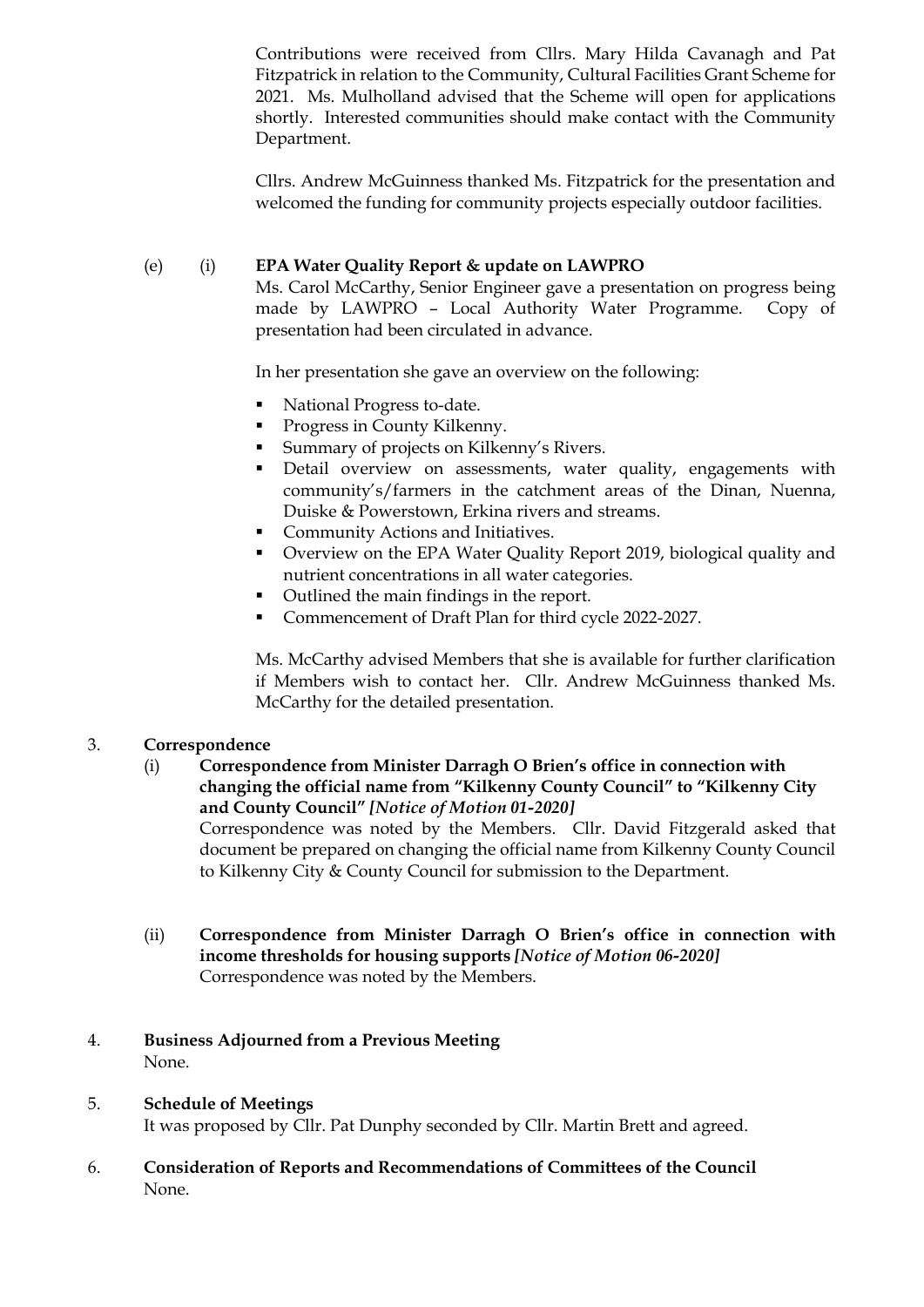Contributions were received from Cllrs. Mary Hilda Cavanagh and Pat Fitzpatrick in relation to the Community, Cultural Facilities Grant Scheme for 2021. Ms. Mulholland advised that the Scheme will open for applications shortly. Interested communities should make contact with the Community Department.

Cllrs. Andrew McGuinness thanked Ms. Fitzpatrick for the presentation and welcomed the funding for community projects especially outdoor facilities.

(e) (i) **EPA Water Quality Report & update on LAWPRO**

Ms. Carol McCarthy, Senior Engineer gave a presentation on progress being made by LAWPRO – Local Authority Water Programme. Copy of presentation had been circulated in advance.

In her presentation she gave an overview on the following:

- National Progress to-date.
- Progress in County Kilkenny.
- Summary of projects on Kilkenny's Rivers.
- Detail overview on assessments, water quality, engagements with community's/farmers in the catchment areas of the Dinan, Nuenna, Duiske & Powerstown, Erkina rivers and streams.
- Community Actions and Initiatives.
- Overview on the EPA Water Quality Report 2019, biological quality and nutrient concentrations in all water categories.
- Outlined the main findings in the report.
- Commencement of Draft Plan for third cycle 2022-2027.

Ms. McCarthy advised Members that she is available for further clarification if Members wish to contact her. Cllr. Andrew McGuinness thanked Ms. McCarthy for the detailed presentation.

3. **Correspondence**

(i) **Correspondence from Minister Darragh O Brien's office in connection with changing the official name from "Kilkenny County Council" to "Kilkenny City and County Council"** ***[Notice of Motion 01-2020]***

Correspondence was noted by the Members. Cllr. David Fitzgerald asked that document be prepared on changing the official name from Kilkenny County Council to Kilkenny City & County Council for submission to the Department.

(ii) **Correspondence from Minister Darragh O Brien's office in connection with income thresholds for housing supports** ***[Notice of Motion 06-2020]***

Correspondence was noted by the Members.

4. **Business Adjourned from a Previous Meeting**

None.

5. **Schedule of Meetings**

It was proposed by Cllr. Pat Dunphy seconded by Cllr. Martin Brett and agreed.

6. **Consideration of Reports and Recommendations of Committees of the Council**

None.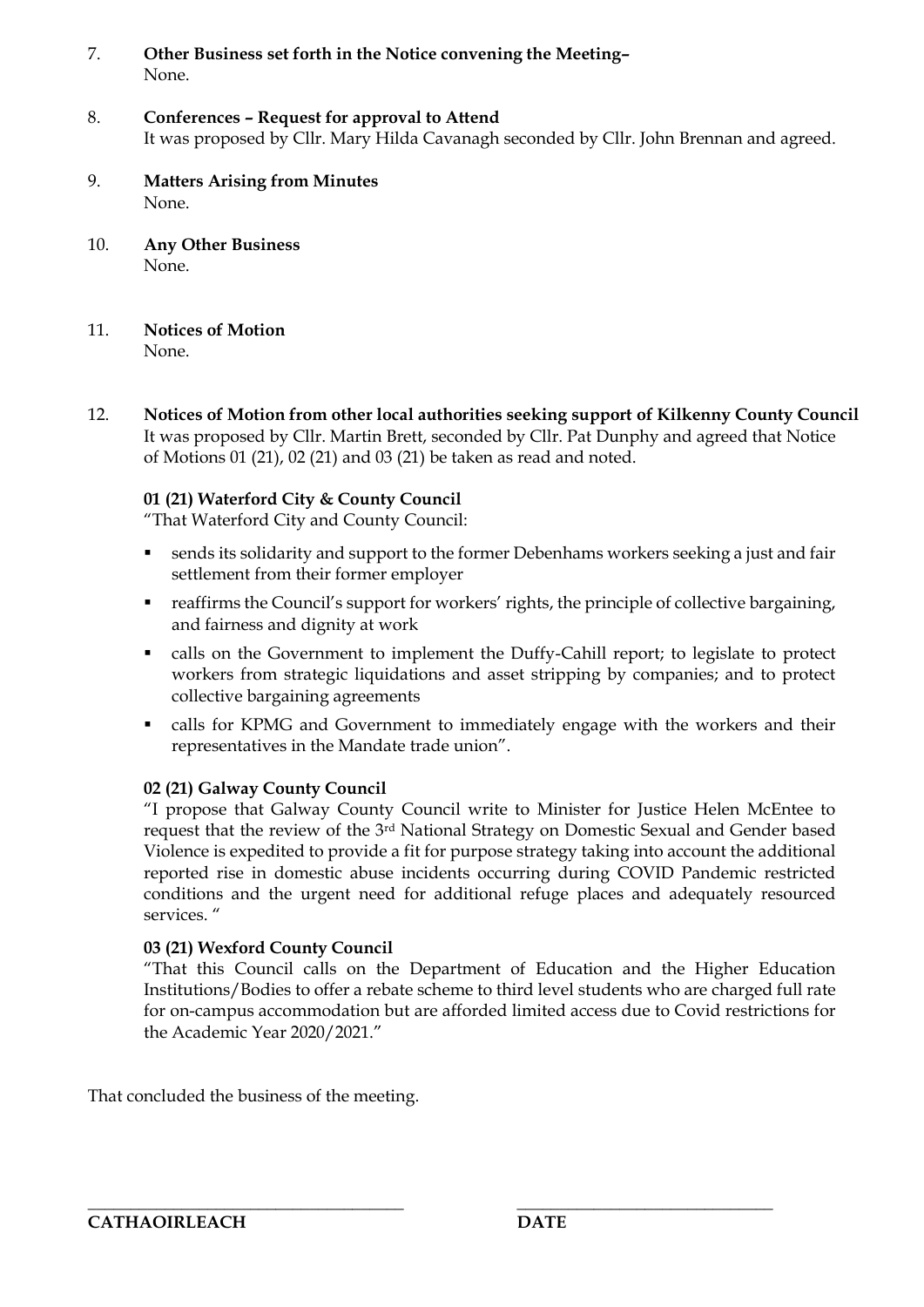7. **Other Business set forth in the Notice convening the Meeting–**
   None.

8. **Conferences – Request for approval to Attend**
   It was proposed by Cllr. Mary Hilda Cavanagh seconded by Cllr. John Brennan and agreed.

9. **Matters Arising from Minutes**
   None.

10. **Any Other Business**
    None.

11. **Notices of Motion**
    None.

12. **Notices of Motion from other local authorities seeking support of Kilkenny County Council**
    It was proposed by Cllr. Martin Brett, seconded by Cllr. Pat Dunphy and agreed that Notice of Motions 01 (21), 02 (21) and 03 (21) be taken as read and noted.

    **01 (21) Waterford City & County Council**
    "That Waterford City and County Council:

    - sends its solidarity and support to the former Debenhams workers seeking a just and fair settlement from their former employer
    - reaffirms the Council's support for workers' rights, the principle of collective bargaining, and fairness and dignity at work
    - calls on the Government to implement the Duffy-Cahill report; to legislate to protect workers from strategic liquidations and asset stripping by companies; and to protect collective bargaining agreements
    - calls for KPMG and Government to immediately engage with the workers and their representatives in the Mandate trade union".

    **02 (21) Galway County Council**
    "I propose that Galway County Council write to Minister for Justice Helen McEntee to request that the review of the 3rd National Strategy on Domestic Sexual and Gender based Violence is expedited to provide a fit for purpose strategy taking into account the additional reported rise in domestic abuse incidents occurring during COVID Pandemic restricted conditions and the urgent need for additional refuge places and adequately resourced services. "

    **03 (21) Wexford County Council**
    "That this Council calls on the Department of Education and the Higher Education Institutions/Bodies to offer a rebate scheme to third level students who are charged full rate for on-campus accommodation but are afforded limited access due to Covid restrictions for the Academic Year 2020/2021."

That concluded the business of the meeting.

\_\_\_\_\_\_\_\_\_\_\_\_\_\_\_\_\_\_\_\_\_\_\_\_\_\_\_\_\_\_\_\_\_\_\_\_\_\_ \_\_\_\_\_\_\_\_\_\_\_\_\_\_\_\_\_\_\_\_\_\_\_\_\_\_\_\_\_\_\_

**CATHAOIRLEACH** **DATE**